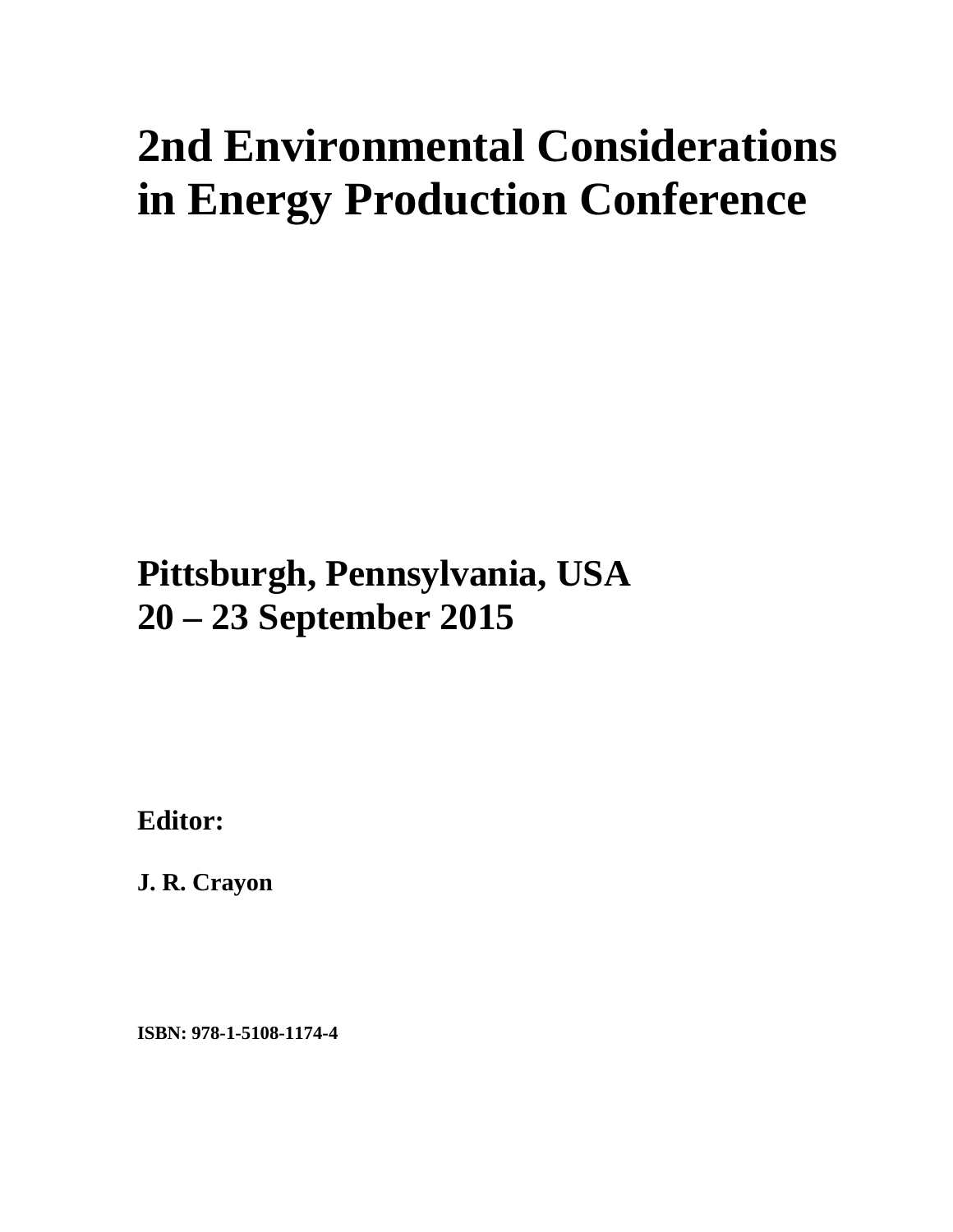# 2nd Environmental Considerations in Energy Production Conference

## Pittsburgh, Pennsylvania, USA
## 20 – 23 September 2015

**Editor:**

**J. R. Crayon**

**ISBN: 978-1-5108-1174-4**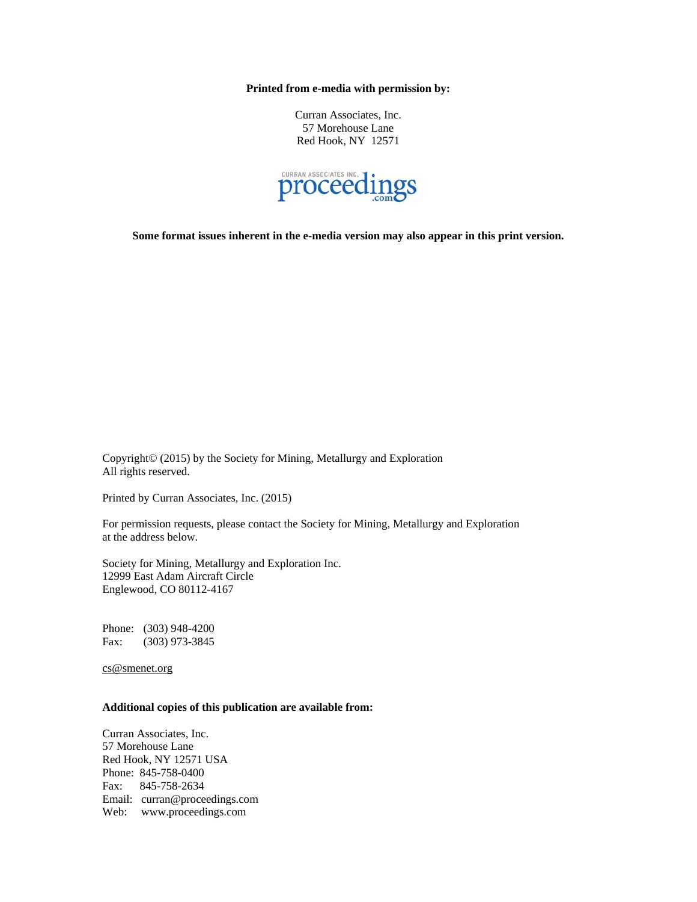**Printed from e-media with permission by:**

Curran Associates, Inc.
57 Morehouse Lane
Red Hook, NY 12571

CURRAN ASSOCIATES INC. proceedings .com

**Some format issues inherent in the e-media version may also appear in this print version.**

Copyright© (2015) by the Society for Mining, Metallurgy and Exploration
All rights reserved.

Printed by Curran Associates, Inc. (2015)

For permission requests, please contact the Society for Mining, Metallurgy and Exploration at the address below.

Society for Mining, Metallurgy and Exploration Inc.
12999 East Adam Aircraft Circle
Englewood, CO 80112-4167

Phone: (303) 948-4200
Fax: (303) 973-3845

cs@smenet.org

**Additional copies of this publication are available from:**

Curran Associates, Inc.
57 Morehouse Lane
Red Hook, NY 12571 USA
Phone: 845-758-0400
Fax: 845-758-2634
Email: curran@proceedings.com
Web: www.proceedings.com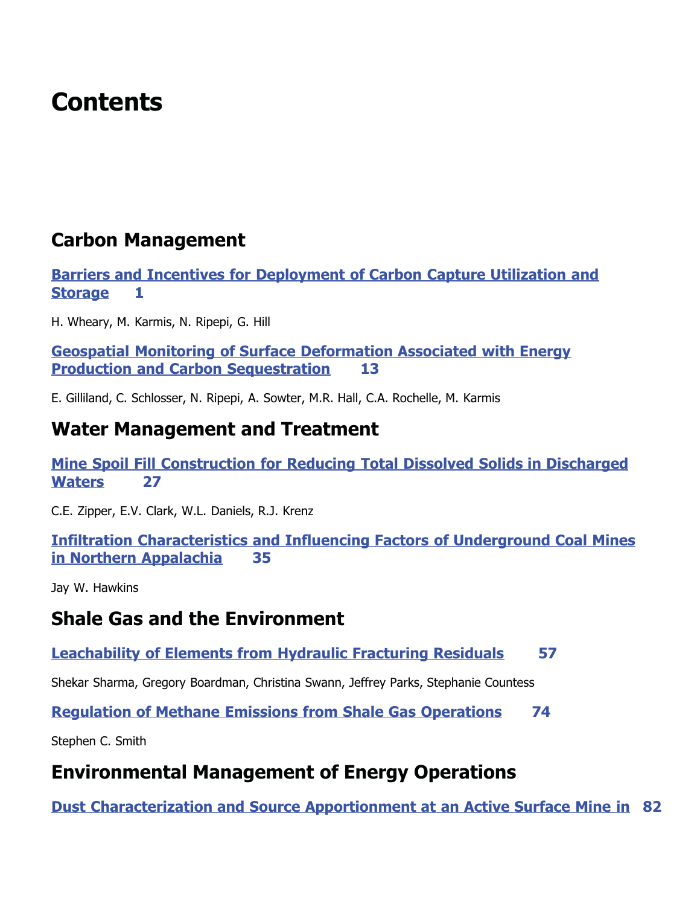# Contents

## Carbon Management

**Barriers and Incentives for Deployment of Carbon Capture Utilization and Storage 1**

H. Wheary, M. Karmis, N. Ripepi, G. Hill

**Geospatial Monitoring of Surface Deformation Associated with Energy Production and Carbon Sequestration 13**

E. Gilliland, C. Schlosser, N. Ripepi, A. Sowter, M.R. Hall, C.A. Rochelle, M. Karmis

## Water Management and Treatment

**Mine Spoil Fill Construction for Reducing Total Dissolved Solids in Discharged Waters 27**

C.E. Zipper, E.V. Clark, W.L. Daniels, R.J. Krenz

**Infiltration Characteristics and Influencing Factors of Underground Coal Mines in Northern Appalachia 35**

Jay W. Hawkins

## Shale Gas and the Environment

**Leachability of Elements from Hydraulic Fracturing Residuals 57**

Shekar Sharma, Gregory Boardman, Christina Swann, Jeffrey Parks, Stephanie Countess

**Regulation of Methane Emissions from Shale Gas Operations 74**

Stephen C. Smith

## Environmental Management of Energy Operations

**Dust Characterization and Source Apportionment at an Active Surface Mine in 82**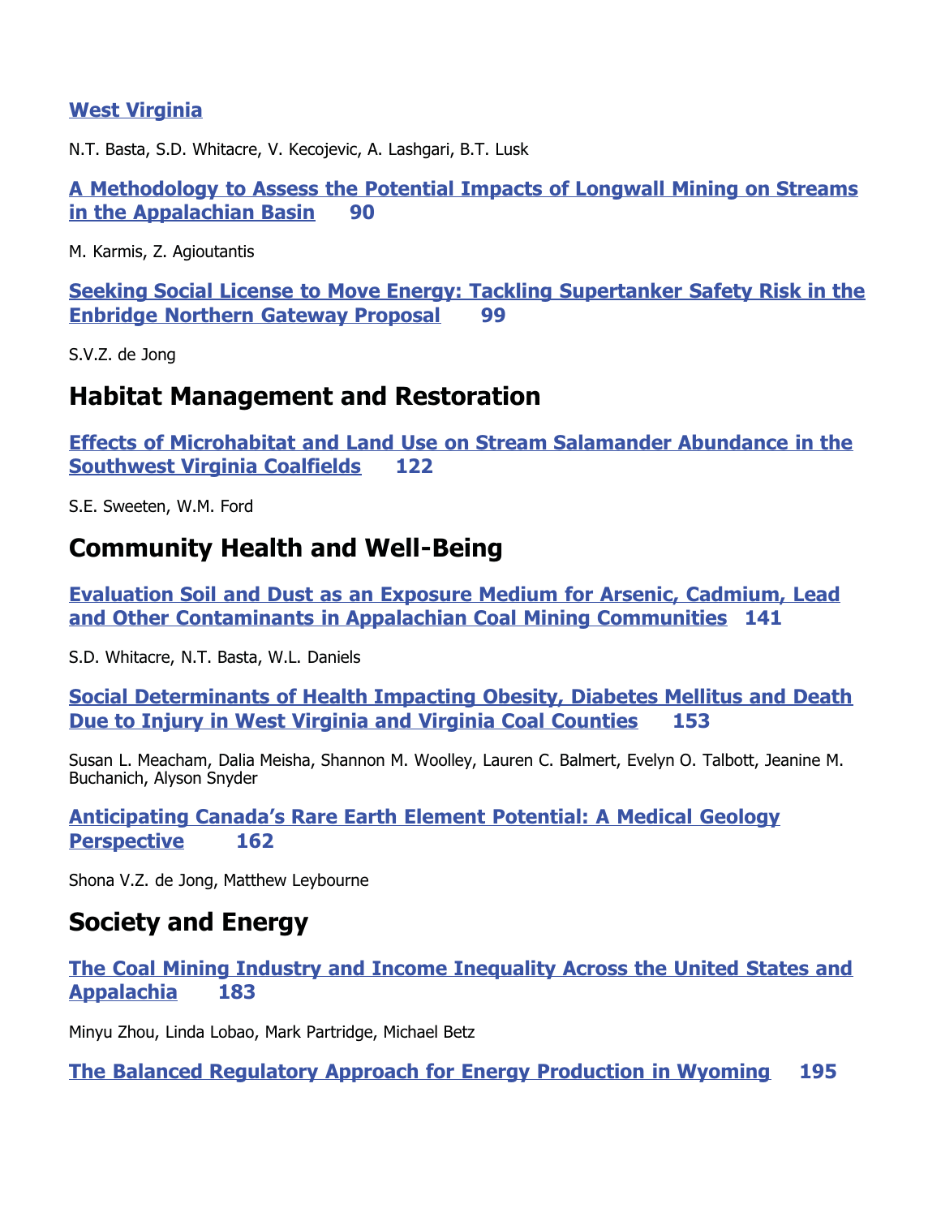**West Virginia**

N.T. Basta, S.D. Whitacre, V. Kecojevic, A. Lashgari, B.T. Lusk

**A Methodology to Assess the Potential Impacts of Longwall Mining on Streams in the Appalachian Basin 90**

M. Karmis, Z. Agioutantis

**Seeking Social License to Move Energy: Tackling Supertanker Safety Risk in the Enbridge Northern Gateway Proposal 99**

S.V.Z. de Jong

## Habitat Management and Restoration

**Effects of Microhabitat and Land Use on Stream Salamander Abundance in the Southwest Virginia Coalfields 122**

S.E. Sweeten, W.M. Ford

## Community Health and Well-Being

**Evaluation Soil and Dust as an Exposure Medium for Arsenic, Cadmium, Lead and Other Contaminants in Appalachian Coal Mining Communities 141**

S.D. Whitacre, N.T. Basta, W.L. Daniels

**Social Determinants of Health Impacting Obesity, Diabetes Mellitus and Death Due to Injury in West Virginia and Virginia Coal Counties 153**

Susan L. Meacham, Dalia Meisha, Shannon M. Woolley, Lauren C. Balmert, Evelyn O. Talbott, Jeanine M. Buchanich, Alyson Snyder

**Anticipating Canada's Rare Earth Element Potential: A Medical Geology Perspective 162**

Shona V.Z. de Jong, Matthew Leybourne

## Society and Energy

**The Coal Mining Industry and Income Inequality Across the United States and Appalachia 183**

Minyu Zhou, Linda Lobao, Mark Partridge, Michael Betz

**The Balanced Regulatory Approach for Energy Production in Wyoming 195**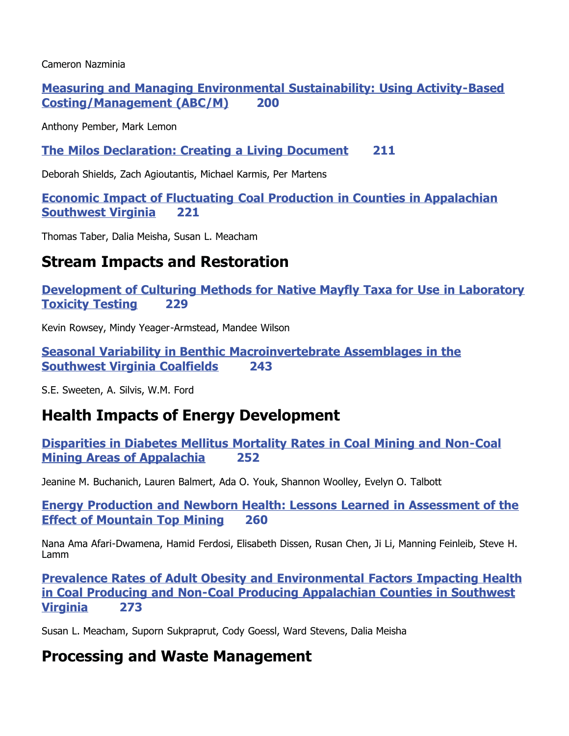Cameron Nazminia

**Measuring and Managing Environmental Sustainability: Using Activity-Based Costing/Management (ABC/M) 200**

Anthony Pember, Mark Lemon

**The Milos Declaration: Creating a Living Document 211**

Deborah Shields, Zach Agioutantis, Michael Karmis, Per Martens

**Economic Impact of Fluctuating Coal Production in Counties in Appalachian Southwest Virginia 221**

Thomas Taber, Dalia Meisha, Susan L. Meacham

## Stream Impacts and Restoration

**Development of Culturing Methods for Native Mayfly Taxa for Use in Laboratory Toxicity Testing 229**

Kevin Rowsey, Mindy Yeager-Armstead, Mandee Wilson

**Seasonal Variability in Benthic Macroinvertebrate Assemblages in the Southwest Virginia Coalfields 243**

S.E. Sweeten, A. Silvis, W.M. Ford

## Health Impacts of Energy Development

**Disparities in Diabetes Mellitus Mortality Rates in Coal Mining and Non-Coal Mining Areas of Appalachia 252**

Jeanine M. Buchanich, Lauren Balmert, Ada O. Youk, Shannon Woolley, Evelyn O. Talbott

**Energy Production and Newborn Health: Lessons Learned in Assessment of the Effect of Mountain Top Mining 260**

Nana Ama Afari-Dwamena, Hamid Ferdosi, Elisabeth Dissen, Rusan Chen, Ji Li, Manning Feinleib, Steve H. Lamm

**Prevalence Rates of Adult Obesity and Environmental Factors Impacting Health in Coal Producing and Non-Coal Producing Appalachian Counties in Southwest Virginia 273**

Susan L. Meacham, Suporn Sukpraprut, Cody Goessl, Ward Stevens, Dalia Meisha

## Processing and Waste Management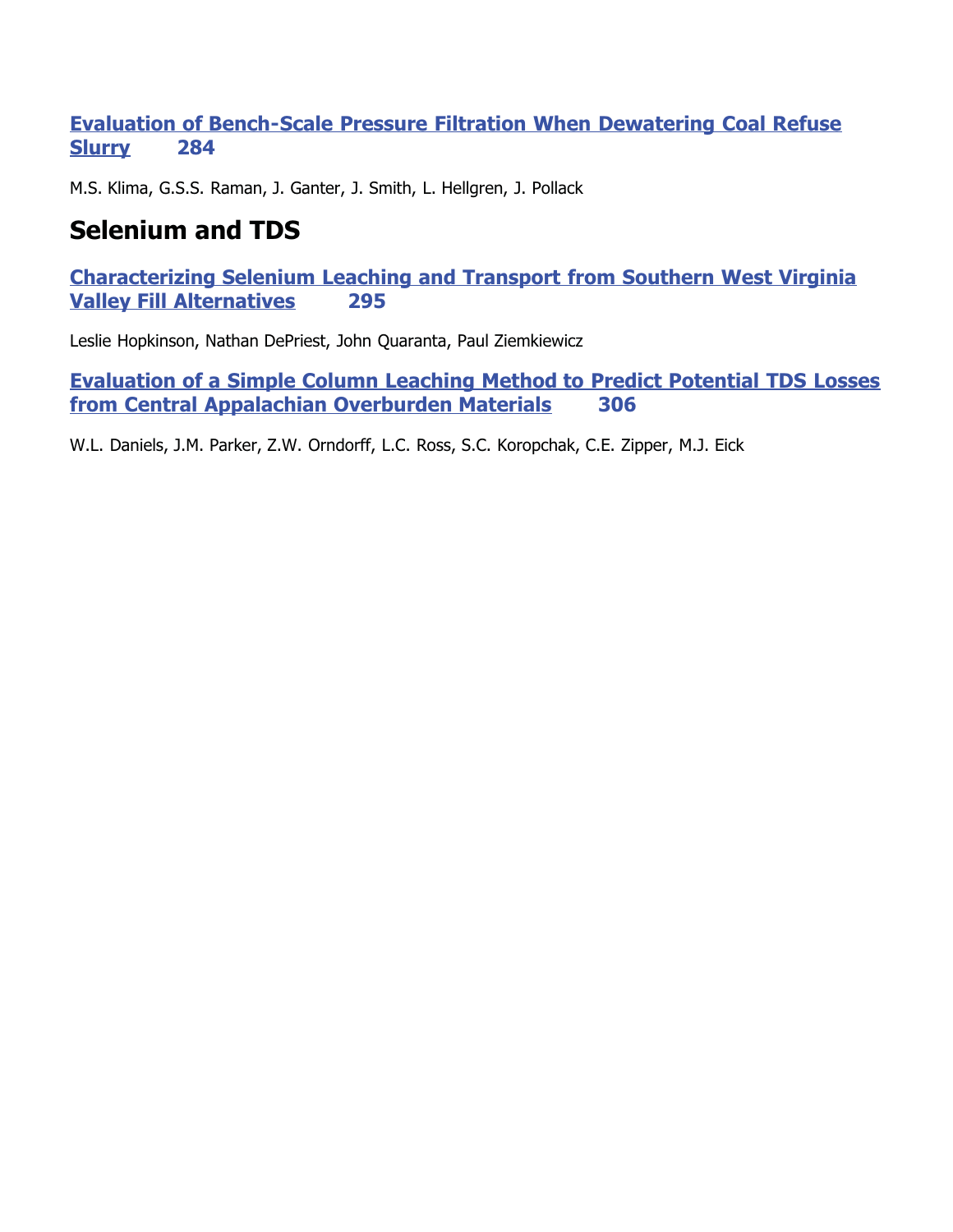**Evaluation of Bench-Scale Pressure Filtration When Dewatering Coal Refuse Slurry 284**

M.S. Klima, G.S.S. Raman, J. Ganter, J. Smith, L. Hellgren, J. Pollack

## Selenium and TDS

**Characterizing Selenium Leaching and Transport from Southern West Virginia Valley Fill Alternatives 295**

Leslie Hopkinson, Nathan DePriest, John Quaranta, Paul Ziemkiewicz

**Evaluation of a Simple Column Leaching Method to Predict Potential TDS Losses from Central Appalachian Overburden Materials 306**

W.L. Daniels, J.M. Parker, Z.W. Orndorff, L.C. Ross, S.C. Koropchak, C.E. Zipper, M.J. Eick